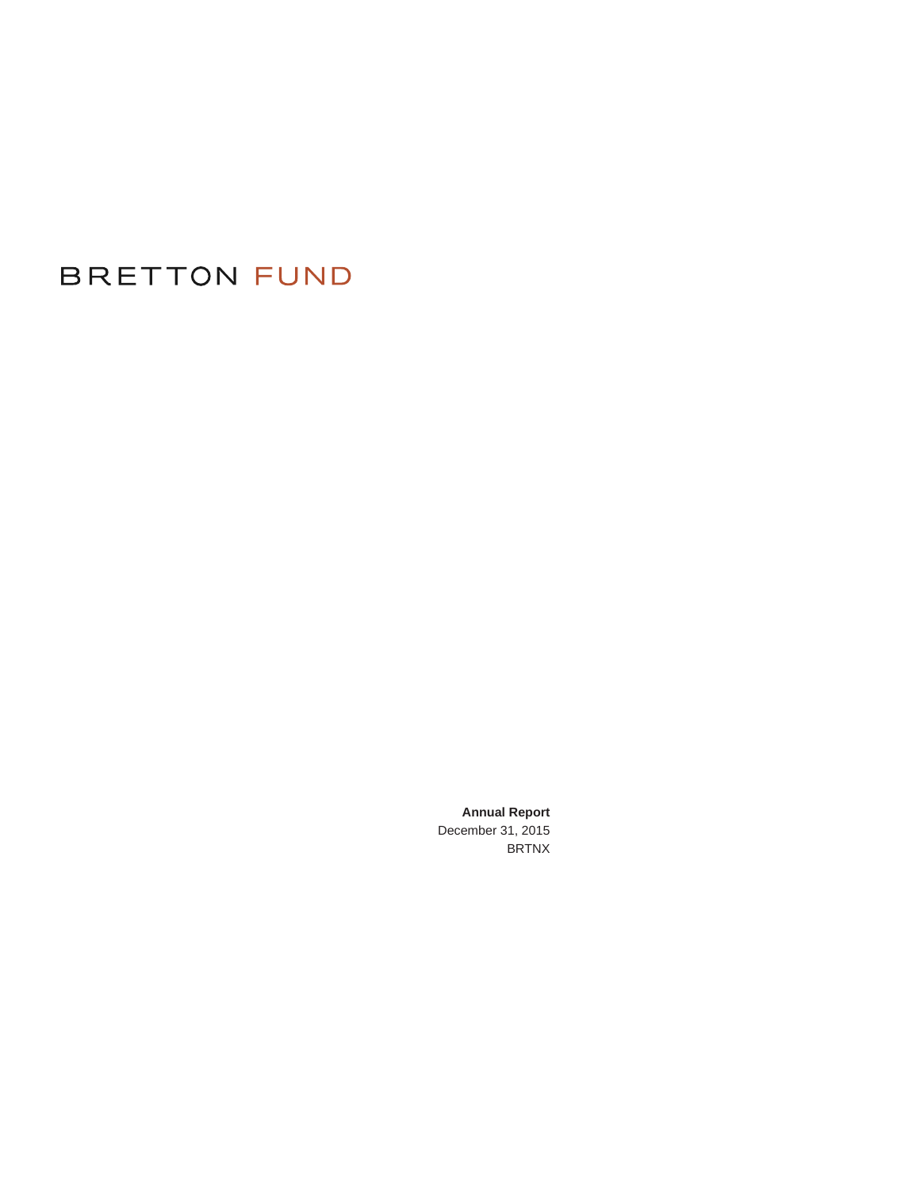# BRETTON FUND

**Annual Report**
December 31, 2015
BRTNX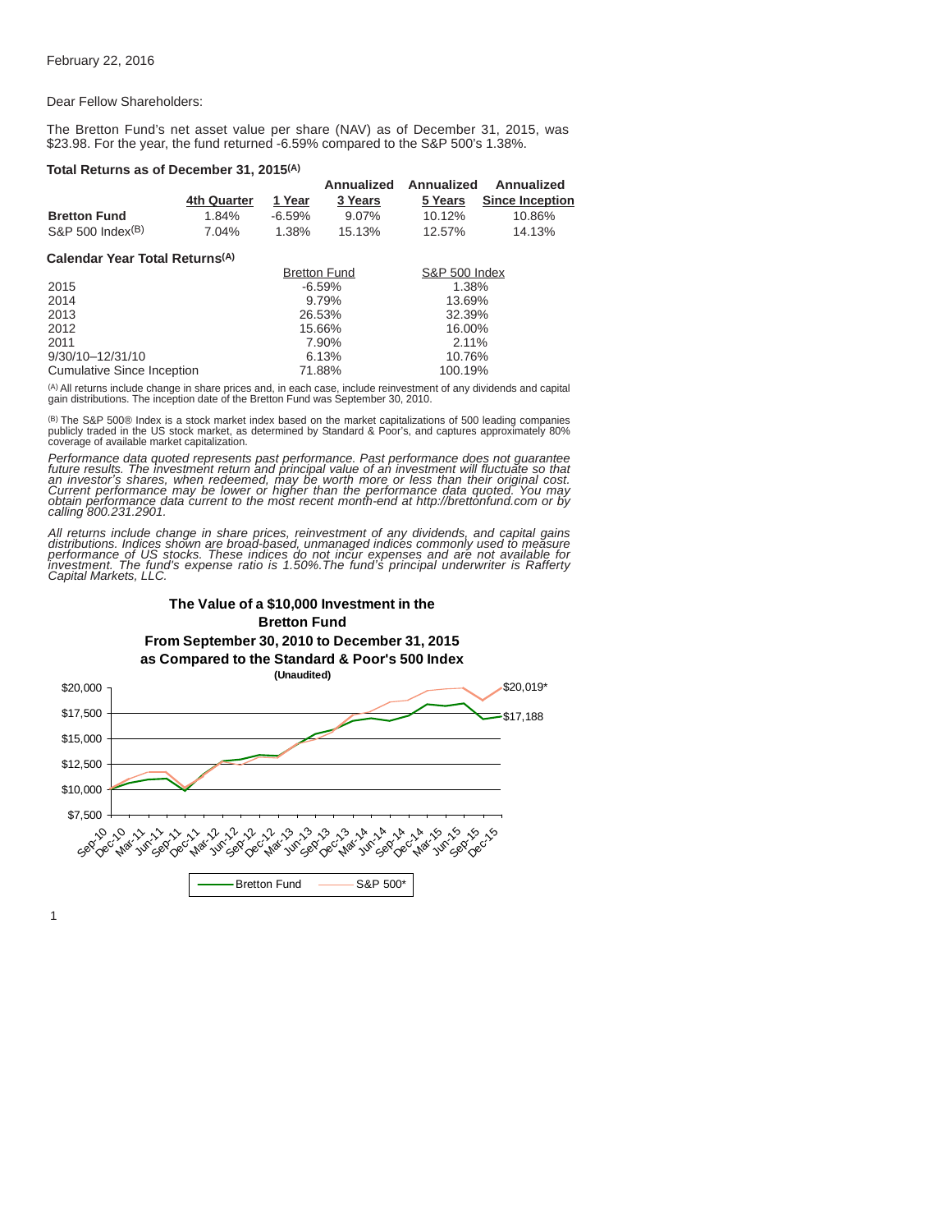February 22, 2016

Dear Fellow Shareholders:

The Bretton Fund's net asset value per share (NAV) as of December 31, 2015, was $23.98. For the year, the fund returned -6.59% compared to the S&P 500's 1.38%.

**Total Returns as of December 31, 2015[(A)]**

| | 4th Quarter | 1 Year | Annualized 3 Years | Annualized 5 Years | Annualized Since Inception |
|---|---|---|---|---|---|
| **Bretton Fund** | 1.84% | -6.59% | 9.07% | 10.12% | 10.86% |
| S&P 500 Index[(B)] | 7.04% | 1.38% | 15.13% | 12.57% | 14.13% |

**Calendar Year Total Returns[(A)]**

| | Bretton Fund | S&P 500 Index |
|---|---|---|
| 2015 | -6.59% | 1.38% |
| 2014 | 9.79% | 13.69% |
| 2013 | 26.53% | 32.39% |
| 2012 | 15.66% | 16.00% |
| 2011 | 7.90% | 2.11% |
| 9/30/10–12/31/10 | 6.13% | 10.76% |
| Cumulative Since Inception | 71.88% | 100.19% |

[(A)] All returns include change in share prices and, in each case, include reinvestment of any dividends and capital gain distributions. The inception date of the Bretton Fund was September 30, 2010.

[(B)] The S&P 500® Index is a stock market index based on the market capitalizations of 500 leading companies publicly traded in the US stock market, as determined by Standard & Poor's, and captures approximately 80% coverage of available market capitalization.

*Performance data quoted represents past performance. Past performance does not guarantee future results. The investment return and principal value of an investment will fluctuate so that an investor's shares, when redeemed, may be worth more or less than their original cost. Current performance may be lower or higher than the performance data quoted. You may obtain performance data current to the most recent month-end at http://brettonfund.com or by calling 800.231.2901.*

*All returns include change in share prices, reinvestment of any dividends, and capital gains distributions. Indices shown are broad-based, unmanaged indices commonly used to measure performance of US stocks. These indices do not incur expenses and are not available for investment. The fund's expense ratio is 1.50%.The fund's principal underwriter is Rafferty Capital Markets, LLC.*

**The Value of a $10,000 Investment in the Bretton Fund From September 30, 2010 to December 31, 2015 as Compared to the Standard & Poor's 500 Index**

**(Unaudited)**

$20,019*

$17,188

Bretton Fund — S&P 500*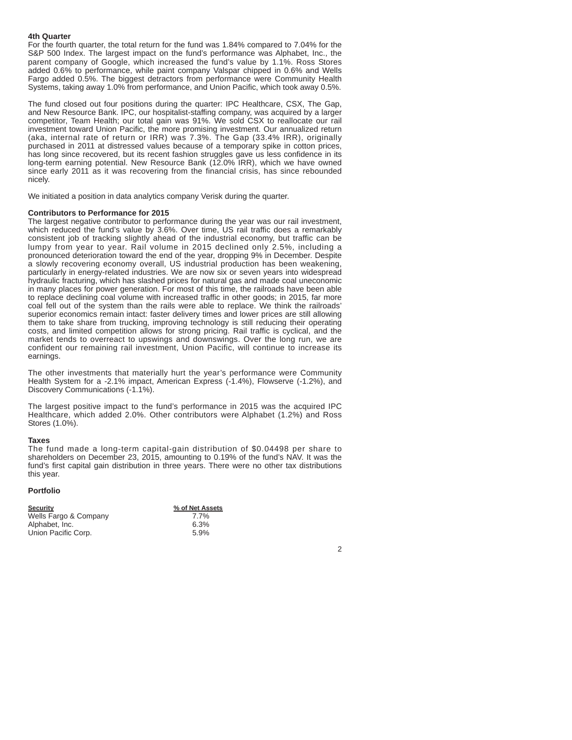**4th Quarter**

For the fourth quarter, the total return for the fund was 1.84% compared to 7.04% for the S&P 500 Index. The largest impact on the fund's performance was Alphabet, Inc., the parent company of Google, which increased the fund's value by 1.1%. Ross Stores added 0.6% to performance, while paint company Valspar chipped in 0.6% and Wells Fargo added 0.5%. The biggest detractors from performance were Community Health Systems, taking away 1.0% from performance, and Union Pacific, which took away 0.5%.

The fund closed out four positions during the quarter: IPC Healthcare, CSX, The Gap, and New Resource Bank. IPC, our hospitalist-staffing company, was acquired by a larger competitor, Team Health; our total gain was 91%. We sold CSX to reallocate our rail investment toward Union Pacific, the more promising investment. Our annualized return (aka, internal rate of return or IRR) was 7.3%. The Gap (33.4% IRR), originally purchased in 2011 at distressed values because of a temporary spike in cotton prices, has long since recovered, but its recent fashion struggles gave us less confidence in its long-term earning potential. New Resource Bank (12.0% IRR), which we have owned since early 2011 as it was recovering from the financial crisis, has since rebounded nicely.

We initiated a position in data analytics company Verisk during the quarter.

**Contributors to Performance for 2015**

The largest negative contributor to performance during the year was our rail investment, which reduced the fund's value by 3.6%. Over time, US rail traffic does a remarkably consistent job of tracking slightly ahead of the industrial economy, but traffic can be lumpy from year to year. Rail volume in 2015 declined only 2.5%, including a pronounced deterioration toward the end of the year, dropping 9% in December. Despite a slowly recovering economy overall, US industrial production has been weakening, particularly in energy-related industries. We are now six or seven years into widespread hydraulic fracturing, which has slashed prices for natural gas and made coal uneconomic in many places for power generation. For most of this time, the railroads have been able to replace declining coal volume with increased traffic in other goods; in 2015, far more coal fell out of the system than the rails were able to replace. We think the railroads' superior economics remain intact: faster delivery times and lower prices are still allowing them to take share from trucking, improving technology is still reducing their operating costs, and limited competition allows for strong pricing. Rail traffic is cyclical, and the market tends to overreact to upswings and downswings. Over the long run, we are confident our remaining rail investment, Union Pacific, will continue to increase its earnings.

The other investments that materially hurt the year's performance were Community Health System for a -2.1% impact, American Express (-1.4%), Flowserve (-1.2%), and Discovery Communications (-1.1%).

The largest positive impact to the fund's performance in 2015 was the acquired IPC Healthcare, which added 2.0%. Other contributors were Alphabet (1.2%) and Ross Stores (1.0%).

**Taxes**

The fund made a long-term capital-gain distribution of $0.04498 per share to shareholders on December 23, 2015, amounting to 0.19% of the fund's NAV. It was the fund's first capital gain distribution in three years. There were no other tax distributions this year.

**Portfolio**

| Security | % of Net Assets |
|---|---|
| Wells Fargo & Company | 7.7% |
| Alphabet, Inc. | 6.3% |
| Union Pacific Corp. | 5.9% |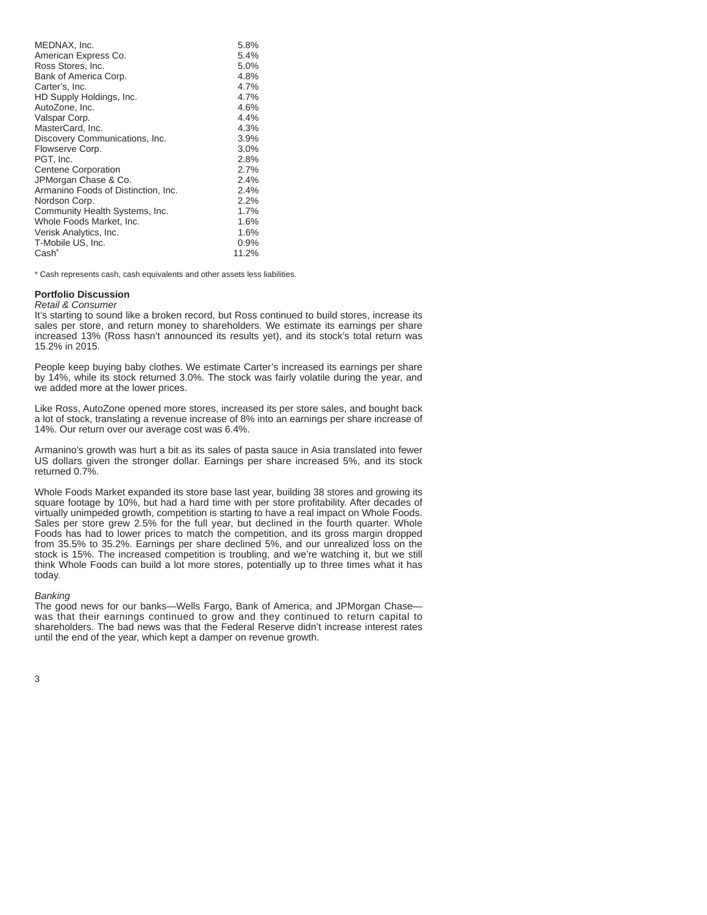| | |
|---|---|
| MEDNAX, Inc. | 5.8% |
| American Express Co. | 5.4% |
| Ross Stores, Inc. | 5.0% |
| Bank of America Corp. | 4.8% |
| Carter's, Inc. | 4.7% |
| HD Supply Holdings, Inc. | 4.7% |
| AutoZone, Inc. | 4.6% |
| Valspar Corp. | 4.4% |
| MasterCard, Inc. | 4.3% |
| Discovery Communications, Inc. | 3.9% |
| Flowserve Corp. | 3.0% |
| PGT, Inc. | 2.8% |
| Centene Corporation | 2.7% |
| JPMorgan Chase & Co. | 2.4% |
| Armanino Foods of Distinction, Inc. | 2.4% |
| Nordson Corp. | 2.2% |
| Community Health Systems, Inc. | 1.7% |
| Whole Foods Market, Inc. | 1.6% |
| Verisk Analytics, Inc. | 1.6% |
| T-Mobile US, Inc. | 0.9% |
| Cash* | 11.2% |

* Cash represents cash, cash equivalents and other assets less liabilities.

**Portfolio Discussion**

*Retail & Consumer*

It's starting to sound like a broken record, but Ross continued to build stores, increase its sales per store, and return money to shareholders. We estimate its earnings per share increased 13% (Ross hasn't announced its results yet), and its stock's total return was 15.2% in 2015.

People keep buying baby clothes. We estimate Carter's increased its earnings per share by 14%, while its stock returned 3.0%. The stock was fairly volatile during the year, and we added more at the lower prices.

Like Ross, AutoZone opened more stores, increased its per store sales, and bought back a lot of stock, translating a revenue increase of 8% into an earnings per share increase of 14%. Our return over our average cost was 6.4%.

Armanino's growth was hurt a bit as its sales of pasta sauce in Asia translated into fewer US dollars given the stronger dollar. Earnings per share increased 5%, and its stock returned 0.7%.

Whole Foods Market expanded its store base last year, building 38 stores and growing its square footage by 10%, but had a hard time with per store profitability. After decades of virtually unimpeded growth, competition is starting to have a real impact on Whole Foods. Sales per store grew 2.5% for the full year, but declined in the fourth quarter. Whole Foods has had to lower prices to match the competition, and its gross margin dropped from 35.5% to 35.2%. Earnings per share declined 5%, and our unrealized loss on the stock is 15%. The increased competition is troubling, and we're watching it, but we still think Whole Foods can build a lot more stores, potentially up to three times what it has today.

*Banking*

The good news for our banks—Wells Fargo, Bank of America, and JPMorgan Chase—was that their earnings continued to grow and they continued to return capital to shareholders. The bad news was that the Federal Reserve didn't increase interest rates until the end of the year, which kept a damper on revenue growth.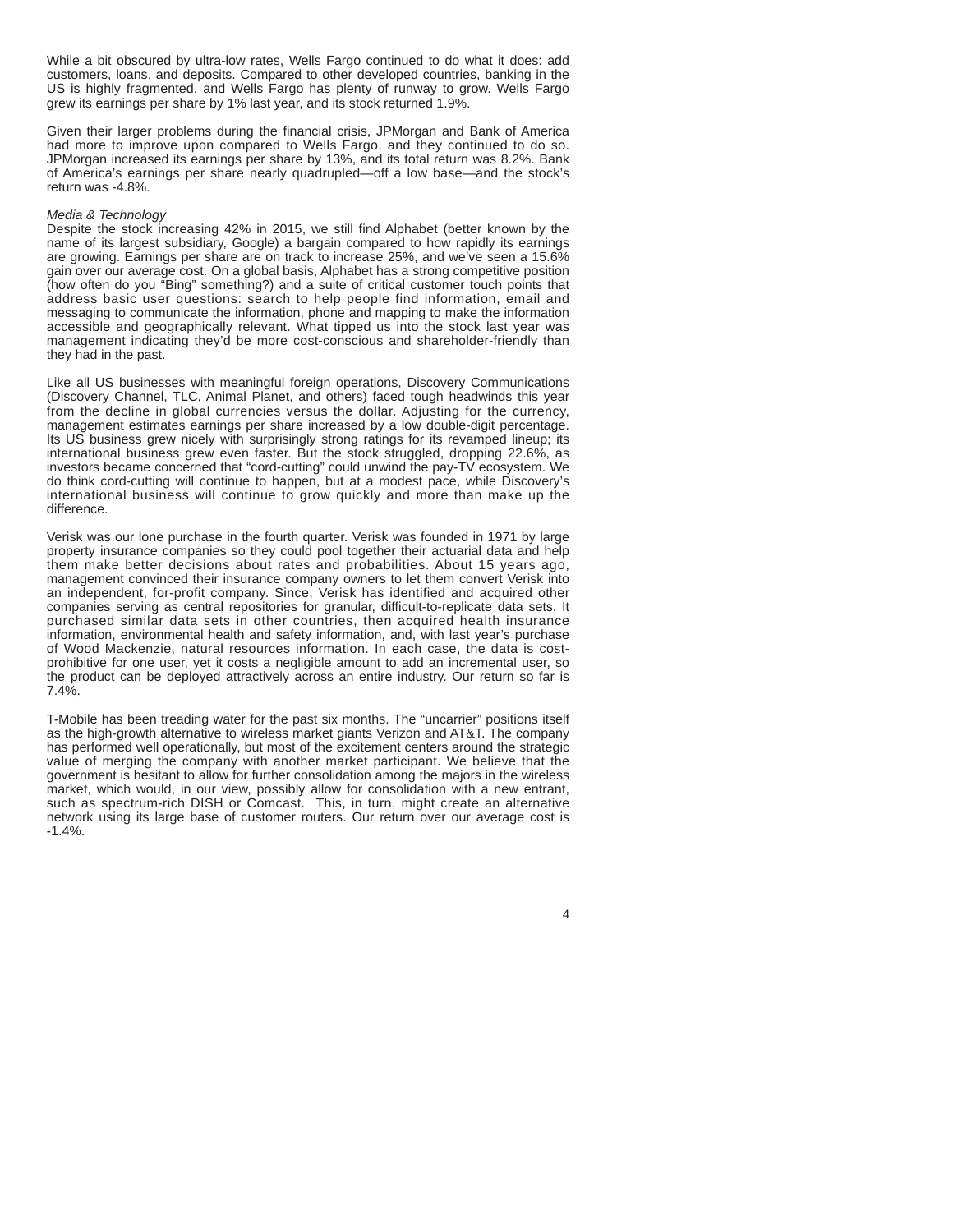While a bit obscured by ultra-low rates, Wells Fargo continued to do what it does: add customers, loans, and deposits. Compared to other developed countries, banking in the US is highly fragmented, and Wells Fargo has plenty of runway to grow. Wells Fargo grew its earnings per share by 1% last year, and its stock returned 1.9%.

Given their larger problems during the financial crisis, JPMorgan and Bank of America had more to improve upon compared to Wells Fargo, and they continued to do so. JPMorgan increased its earnings per share by 13%, and its total return was 8.2%. Bank of America's earnings per share nearly quadrupled—off a low base—and the stock's return was -4.8%.

*Media & Technology*

Despite the stock increasing 42% in 2015, we still find Alphabet (better known by the name of its largest subsidiary, Google) a bargain compared to how rapidly its earnings are growing. Earnings per share are on track to increase 25%, and we've seen a 15.6% gain over our average cost. On a global basis, Alphabet has a strong competitive position (how often do you "Bing" something?) and a suite of critical customer touch points that address basic user questions: search to help people find information, email and messaging to communicate the information, phone and mapping to make the information accessible and geographically relevant. What tipped us into the stock last year was management indicating they'd be more cost-conscious and shareholder-friendly than they had in the past.

Like all US businesses with meaningful foreign operations, Discovery Communications (Discovery Channel, TLC, Animal Planet, and others) faced tough headwinds this year from the decline in global currencies versus the dollar. Adjusting for the currency, management estimates earnings per share increased by a low double-digit percentage. Its US business grew nicely with surprisingly strong ratings for its revamped lineup; its international business grew even faster. But the stock struggled, dropping 22.6%, as investors became concerned that "cord-cutting" could unwind the pay-TV ecosystem. We do think cord-cutting will continue to happen, but at a modest pace, while Discovery's international business will continue to grow quickly and more than make up the difference.

Verisk was our lone purchase in the fourth quarter. Verisk was founded in 1971 by large property insurance companies so they could pool together their actuarial data and help them make better decisions about rates and probabilities. About 15 years ago, management convinced their insurance company owners to let them convert Verisk into an independent, for-profit company. Since, Verisk has identified and acquired other companies serving as central repositories for granular, difficult-to-replicate data sets. It purchased similar data sets in other countries, then acquired health insurance information, environmental health and safety information, and, with last year's purchase of Wood Mackenzie, natural resources information. In each case, the data is cost-prohibitive for one user, yet it costs a negligible amount to add an incremental user, so the product can be deployed attractively across an entire industry. Our return so far is 7.4%.

T-Mobile has been treading water for the past six months. The "uncarrier" positions itself as the high-growth alternative to wireless market giants Verizon and AT&T. The company has performed well operationally, but most of the excitement centers around the strategic value of merging the company with another market participant. We believe that the government is hesitant to allow for further consolidation among the majors in the wireless market, which would, in our view, possibly allow for consolidation with a new entrant, such as spectrum-rich DISH or Comcast. This, in turn, might create an alternative network using its large base of customer routers. Our return over our average cost is -1.4%.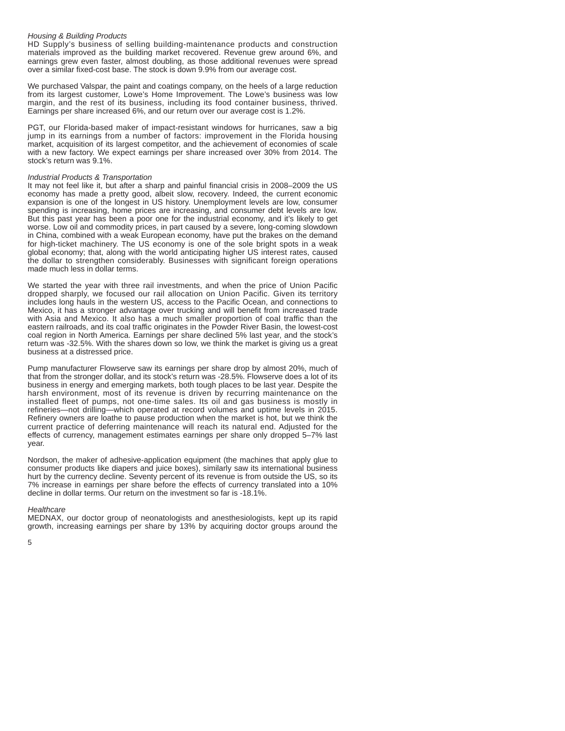*Housing & Building Products*

HD Supply's business of selling building-maintenance products and construction materials improved as the building market recovered. Revenue grew around 6%, and earnings grew even faster, almost doubling, as those additional revenues were spread over a similar fixed-cost base. The stock is down 9.9% from our average cost.

We purchased Valspar, the paint and coatings company, on the heels of a large reduction from its largest customer, Lowe's Home Improvement. The Lowe's business was low margin, and the rest of its business, including its food container business, thrived. Earnings per share increased 6%, and our return over our average cost is 1.2%.

PGT, our Florida-based maker of impact-resistant windows for hurricanes, saw a big jump in its earnings from a number of factors: improvement in the Florida housing market, acquisition of its largest competitor, and the achievement of economies of scale with a new factory. We expect earnings per share increased over 30% from 2014. The stock's return was 9.1%.

*Industrial Products & Transportation*

It may not feel like it, but after a sharp and painful financial crisis in 2008–2009 the US economy has made a pretty good, albeit slow, recovery. Indeed, the current economic expansion is one of the longest in US history. Unemployment levels are low, consumer spending is increasing, home prices are increasing, and consumer debt levels are low. But this past year has been a poor one for the industrial economy, and it's likely to get worse. Low oil and commodity prices, in part caused by a severe, long-coming slowdown in China, combined with a weak European economy, have put the brakes on the demand for high-ticket machinery. The US economy is one of the sole bright spots in a weak global economy; that, along with the world anticipating higher US interest rates, caused the dollar to strengthen considerably. Businesses with significant foreign operations made much less in dollar terms.

We started the year with three rail investments, and when the price of Union Pacific dropped sharply, we focused our rail allocation on Union Pacific. Given its territory includes long hauls in the western US, access to the Pacific Ocean, and connections to Mexico, it has a stronger advantage over trucking and will benefit from increased trade with Asia and Mexico. It also has a much smaller proportion of coal traffic than the eastern railroads, and its coal traffic originates in the Powder River Basin, the lowest-cost coal region in North America. Earnings per share declined 5% last year, and the stock's return was -32.5%. With the shares down so low, we think the market is giving us a great business at a distressed price.

Pump manufacturer Flowserve saw its earnings per share drop by almost 20%, much of that from the stronger dollar, and its stock's return was -28.5%. Flowserve does a lot of its business in energy and emerging markets, both tough places to be last year. Despite the harsh environment, most of its revenue is driven by recurring maintenance on the installed fleet of pumps, not one-time sales. Its oil and gas business is mostly in refineries—not drilling—which operated at record volumes and uptime levels in 2015. Refinery owners are loathe to pause production when the market is hot, but we think the current practice of deferring maintenance will reach its natural end. Adjusted for the effects of currency, management estimates earnings per share only dropped 5–7% last year.

Nordson, the maker of adhesive-application equipment (the machines that apply glue to consumer products like diapers and juice boxes), similarly saw its international business hurt by the currency decline. Seventy percent of its revenue is from outside the US, so its 7% increase in earnings per share before the effects of currency translated into a 10% decline in dollar terms. Our return on the investment so far is -18.1%.

*Healthcare*

MEDNAX, our doctor group of neonatologists and anesthesiologists, kept up its rapid growth, increasing earnings per share by 13% by acquiring doctor groups around the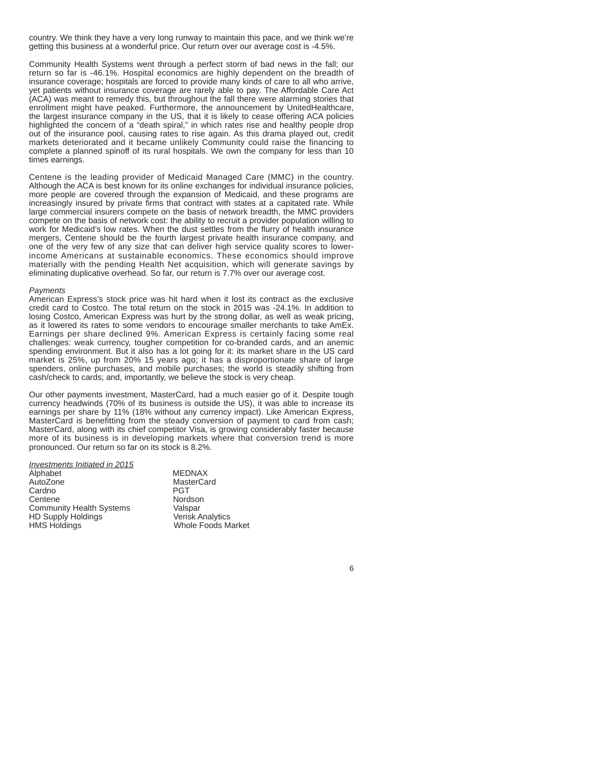country. We think they have a very long runway to maintain this pace, and we think we're getting this business at a wonderful price. Our return over our average cost is -4.5%.

Community Health Systems went through a perfect storm of bad news in the fall; our return so far is -46.1%. Hospital economics are highly dependent on the breadth of insurance coverage; hospitals are forced to provide many kinds of care to all who arrive, yet patients without insurance coverage are rarely able to pay. The Affordable Care Act (ACA) was meant to remedy this, but throughout the fall there were alarming stories that enrollment might have peaked. Furthermore, the announcement by UnitedHealthcare, the largest insurance company in the US, that it is likely to cease offering ACA policies highlighted the concern of a "death spiral," in which rates rise and healthy people drop out of the insurance pool, causing rates to rise again. As this drama played out, credit markets deteriorated and it became unlikely Community could raise the financing to complete a planned spinoff of its rural hospitals. We own the company for less than 10 times earnings.

Centene is the leading provider of Medicaid Managed Care (MMC) in the country. Although the ACA is best known for its online exchanges for individual insurance policies, more people are covered through the expansion of Medicaid, and these programs are increasingly insured by private firms that contract with states at a capitated rate. While large commercial insurers compete on the basis of network breadth, the MMC providers compete on the basis of network cost: the ability to recruit a provider population willing to work for Medicaid's low rates. When the dust settles from the flurry of health insurance mergers, Centene should be the fourth largest private health insurance company, and one of the very few of any size that can deliver high service quality scores to lower-income Americans at sustainable economics. These economics should improve materially with the pending Health Net acquisition, which will generate savings by eliminating duplicative overhead. So far, our return is 7.7% over our average cost.

*Payments*

American Express's stock price was hit hard when it lost its contract as the exclusive credit card to Costco. The total return on the stock in 2015 was -24.1%. In addition to losing Costco, American Express was hurt by the strong dollar, as well as weak pricing, as it lowered its rates to some vendors to encourage smaller merchants to take AmEx. Earnings per share declined 9%. American Express is certainly facing some real challenges: weak currency, tougher competition for co-branded cards, and an anemic spending environment. But it also has a lot going for it: its market share in the US card market is 25%, up from 20% 15 years ago; it has a disproportionate share of large spenders, online purchases, and mobile purchases; the world is steadily shifting from cash/check to cards; and, importantly, we believe the stock is very cheap.

Our other payments investment, MasterCard, had a much easier go of it. Despite tough currency headwinds (70% of its business is outside the US), it was able to increase its earnings per share by 11% (18% without any currency impact). Like American Express, MasterCard is benefitting from the steady conversion of payment to card from cash; MasterCard, along with its chief competitor Visa, is growing considerably faster because more of its business is in developing markets where that conversion trend is more pronounced. Our return so far on its stock is 8.2%.

*Investments Initiated in 2015*

| | |
|---|---|
| Alphabet | MEDNAX |
| AutoZone | MasterCard |
| Cardno | PGT |
| Centene | Nordson |
| Community Health Systems | Valspar |
| HD Supply Holdings | Verisk Analytics |
| HMS Holdings | Whole Foods Market |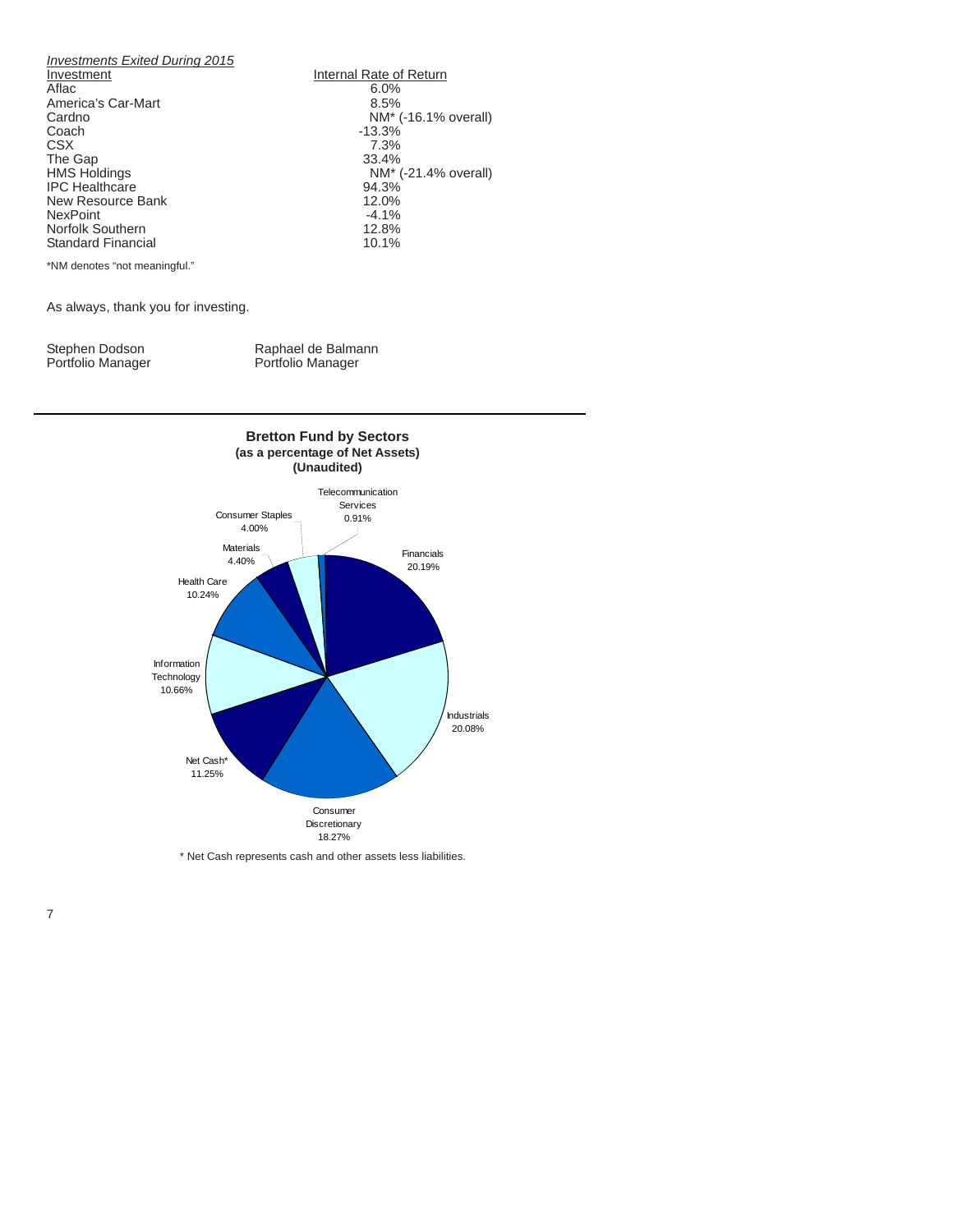*Investments Exited During 2015*

| Investment | Internal Rate of Return |
|---|---|
| Aflac | 6.0% |
| America's Car-Mart | 8.5% |
| Cardno | NM* (-16.1% overall) |
| Coach | -13.3% |
| CSX | 7.3% |
| The Gap | 33.4% |
| HMS Holdings | NM* (-21.4% overall) |
| IPC Healthcare | 94.3% |
| New Resource Bank | 12.0% |
| NexPoint | -4.1% |
| Norfolk Southern | 12.8% |
| Standard Financial | 10.1% |

*NM denotes "not meaningful."

As always, thank you for investing.

Stephen Dodson
Portfolio Manager

Raphael de Balmann
Portfolio Manager

---

**Bretton Fund by Sectors**
**(as a percentage of Net Assets)**
**(Unaudited)**

| Sector | Percentage |
|---|---|
| Financials | 20.19% |
| Industrials | 20.08% |
| Consumer Discretionary | 18.27% |
| Net Cash* | 11.25% |
| Information Technology | 10.66% |
| Health Care | 10.24% |
| Materials | 4.40% |
| Consumer Staples | 4.00% |
| Telecommunication Services | 0.91% |

\* Net Cash represents cash and other assets less liabilities.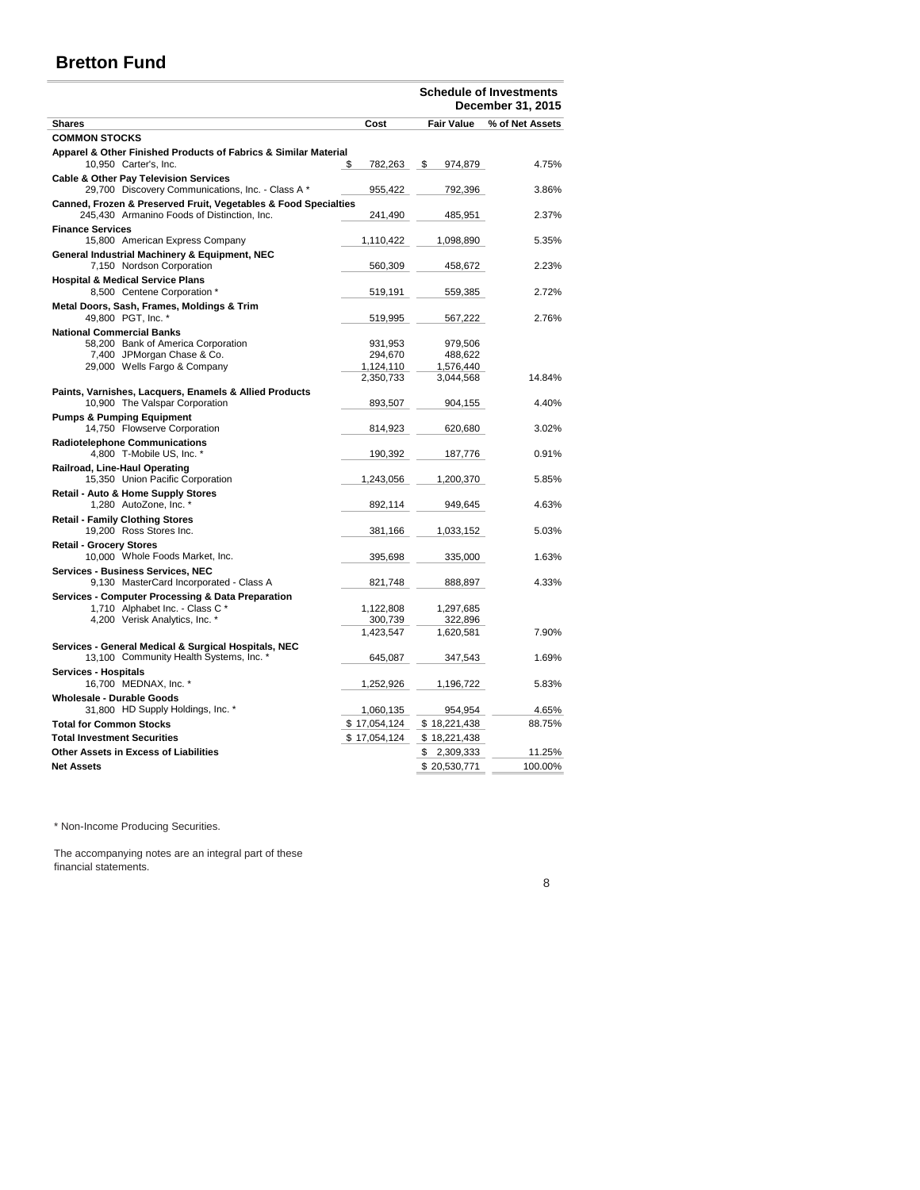# Bretton Fund

**Schedule of Investments**
**December 31, 2015**

| Shares | Cost | Fair Value | % of Net Assets |
|---|---|---|---|
| **COMMON STOCKS** | | | |
| **Apparel & Other Finished Products of Fabrics & Similar Material** | | | |
| 10,950 Carter's, Inc. | $ 782,263 | $ 974,879 | 4.75% |
| **Cable & Other Pay Television Services** | | | |
| 29,700 Discovery Communications, Inc. - Class A * | 955,422 | 792,396 | 3.86% |
| **Canned, Frozen & Preserved Fruit, Vegetables & Food Specialties** | | | |
| 245,430 Armanino Foods of Distinction, Inc. | 241,490 | 485,951 | 2.37% |
| **Finance Services** | | | |
| 15,800 American Express Company | 1,110,422 | 1,098,890 | 5.35% |
| **General Industrial Machinery & Equipment, NEC** | | | |
| 7,150 Nordson Corporation | 560,309 | 458,672 | 2.23% |
| **Hospital & Medical Service Plans** | | | |
| 8,500 Centene Corporation * | 519,191 | 559,385 | 2.72% |
| **Metal Doors, Sash, Frames, Moldings & Trim** | | | |
| 49,800 PGT, Inc. * | 519,995 | 567,222 | 2.76% |
| **National Commercial Banks** | | | |
| 58,200 Bank of America Corporation | 931,953 | 979,506 | |
| 7,400 JPMorgan Chase & Co. | 294,670 | 488,622 | |
| 29,000 Wells Fargo & Company | 1,124,110 | 1,576,440 | |
| | 2,350,733 | 3,044,568 | 14.84% |
| **Paints, Varnishes, Lacquers, Enamels & Allied Products** | | | |
| 10,900 The Valspar Corporation | 893,507 | 904,155 | 4.40% |
| **Pumps & Pumping Equipment** | | | |
| 14,750 Flowserve Corporation | 814,923 | 620,680 | 3.02% |
| **Radiotelephone Communications** | | | |
| 4,800 T-Mobile US, Inc. * | 190,392 | 187,776 | 0.91% |
| **Railroad, Line-Haul Operating** | | | |
| 15,350 Union Pacific Corporation | 1,243,056 | 1,200,370 | 5.85% |
| **Retail - Auto & Home Supply Stores** | | | |
| 1,280 AutoZone, Inc. * | 892,114 | 949,645 | 4.63% |
| **Retail - Family Clothing Stores** | | | |
| 19,200 Ross Stores Inc. | 381,166 | 1,033,152 | 5.03% |
| **Retail - Grocery Stores** | | | |
| 10,000 Whole Foods Market, Inc. | 395,698 | 335,000 | 1.63% |
| **Services - Business Services, NEC** | | | |
| 9,130 MasterCard Incorporated - Class A | 821,748 | 888,897 | 4.33% |
| **Services - Computer Processing & Data Preparation** | | | |
| 1,710 Alphabet Inc. - Class C * | 1,122,808 | 1,297,685 | |
| 4,200 Verisk Analytics, Inc. * | 300,739 | 322,896 | |
| | 1,423,547 | 1,620,581 | 7.90% |
| **Services - General Medical & Surgical Hospitals, NEC** | | | |
| 13,100 Community Health Systems, Inc. * | 645,087 | 347,543 | 1.69% |
| **Services - Hospitals** | | | |
| 16,700 MEDNAX, Inc. * | 1,252,926 | 1,196,722 | 5.83% |
| **Wholesale - Durable Goods** | | | |
| 31,800 HD Supply Holdings, Inc. * | 1,060,135 | 954,954 | 4.65% |
| **Total for Common Stocks** | $ 17,054,124 | $ 18,221,438 | 88.75% |
| **Total Investment Securities** | $ 17,054,124 | $ 18,221,438 | |
| **Other Assets in Excess of Liabilities** | | $ 2,309,333 | 11.25% |
| **Net Assets** | | $ 20,530,771 | 100.00% |

\* Non-Income Producing Securities.

The accompanying notes are an integral part of these financial statements.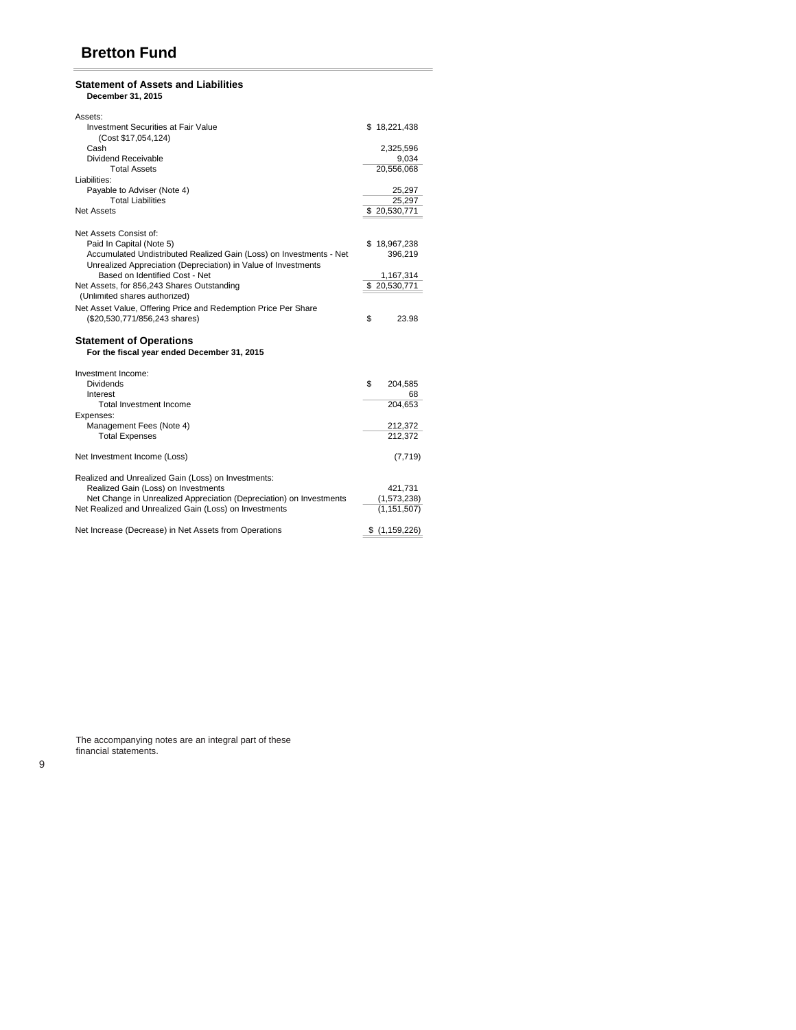# Bretton Fund

## Statement of Assets and Liabilities

**December 31, 2015**

| | |
|---|---|
| Assets: | |
| Investment Securities at Fair Value (Cost $17,054,124) | $ 18,221,438 |
| Cash | 2,325,596 |
| Dividend Receivable | 9,034 |
| Total Assets | 20,556,068 |
| Liabilities: | |
| Payable to Adviser (Note 4) | 25,297 |
| Total Liabilities | 25,297 |
| Net Assets | $ 20,530,771 |
| | |
| Net Assets Consist of: | |
| Paid In Capital (Note 5) | $ 18,967,238 |
| Accumulated Undistributed Realized Gain (Loss) on Investments - Net | 396,219 |
| Unrealized Appreciation (Depreciation) in Value of Investments Based on Identified Cost - Net | 1,167,314 |
| Net Assets, for 856,243 Shares Outstanding (Unlimited shares authorized) | $ 20,530,771 |
| Net Asset Value, Offering Price and Redemption Price Per Share ($20,530,771/856,243 shares) | $ 23.98 |

## Statement of Operations

**For the fiscal year ended December 31, 2015**

| | |
|---|---|
| Investment Income: | |
| Dividends | $ 204,585 |
| Interest | 68 |
| Total Investment Income | 204,653 |
| Expenses: | |
| Management Fees (Note 4) | 212,372 |
| Total Expenses | 212,372 |
| | |
| Net Investment Income (Loss) | (7,719) |
| | |
| Realized and Unrealized Gain (Loss) on Investments: | |
| Realized Gain (Loss) on Investments | 421,731 |
| Net Change in Unrealized Appreciation (Depreciation) on Investments | (1,573,238) |
| Net Realized and Unrealized Gain (Loss) on Investments | (1,151,507) |
| | |
| Net Increase (Decrease) in Net Assets from Operations | $ (1,159,226) |

The accompanying notes are an integral part of these financial statements.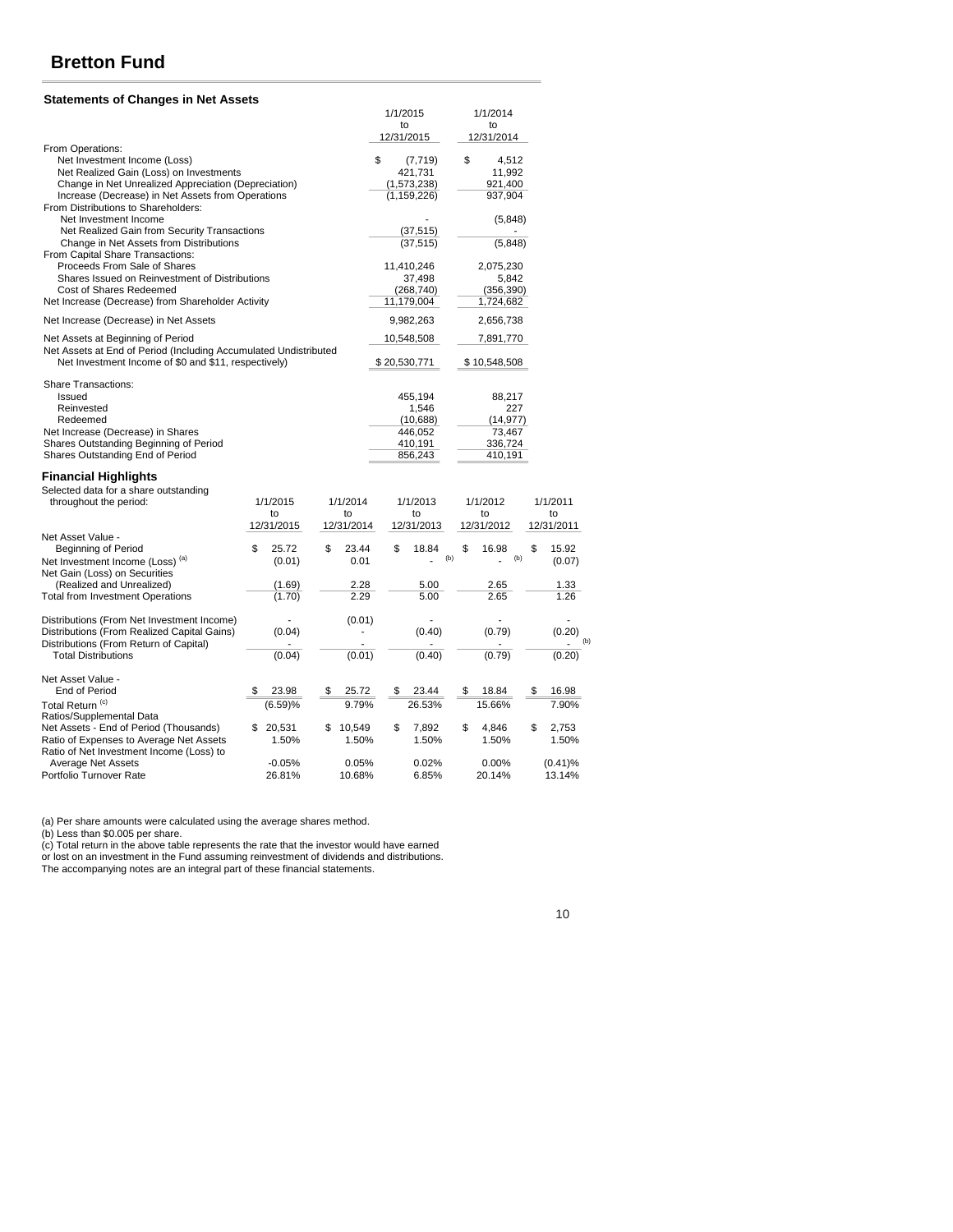# Bretton Fund

### Statements of Changes in Net Assets

| | 1/1/2015 to 12/31/2015 | 1/1/2014 to 12/31/2014 |
|---|---|---|
| From Operations: | | |
| Net Investment Income (Loss) | $ (7,719) | $ 4,512 |
| Net Realized Gain (Loss) on Investments | 421,731 | 11,992 |
| Change in Net Unrealized Appreciation (Depreciation) | (1,573,238) | 921,400 |
| Increase (Decrease) in Net Assets from Operations | (1,159,226) | 937,904 |
| From Distributions to Shareholders: | | |
| Net Investment Income | - | (5,848) |
| Net Realized Gain from Security Transactions | (37,515) | - |
| Change in Net Assets from Distributions | (37,515) | (5,848) |
| From Capital Share Transactions: | | |
| Proceeds From Sale of Shares | 11,410,246 | 2,075,230 |
| Shares Issued on Reinvestment of Distributions | 37,498 | 5,842 |
| Cost of Shares Redeemed | (268,740) | (356,390) |
| Net Increase (Decrease) from Shareholder Activity | 11,179,004 | 1,724,682 |
| Net Increase (Decrease) in Net Assets | 9,982,263 | 2,656,738 |
| Net Assets at Beginning of Period | 10,548,508 | 7,891,770 |
| Net Assets at End of Period (Including Accumulated Undistributed Net Investment Income of $0 and $11, respectively) | $ 20,530,771 | $ 10,548,508 |
| Share Transactions: | | |
| Issued | 455,194 | 88,217 |
| Reinvested | 1,546 | 227 |
| Redeemed | (10,688) | (14,977) |
| Net Increase (Decrease) in Shares | 446,052 | 73,467 |
| Shares Outstanding Beginning of Period | 410,191 | 336,724 |
| Shares Outstanding End of Period | 856,243 | 410,191 |

### Financial Highlights

| Selected data for a share outstanding throughout the period: | 1/1/2015 to 12/31/2015 | 1/1/2014 to 12/31/2014 | 1/1/2013 to 12/31/2013 | 1/1/2012 to 12/31/2012 | 1/1/2011 to 12/31/2011 |
|---|---|---|---|---|---|
| Net Asset Value - Beginning of Period | $ 25.72 | $ 23.44 | $ 18.84 | $ 16.98 | $ 15.92 |
| Net Investment Income (Loss) (a) | (0.01) | 0.01 | - (b) | - (b) | (0.07) |
| Net Gain (Loss) on Securities (Realized and Unrealized) | (1.69) | 2.28 | 5.00 | 2.65 | 1.33 |
| Total from Investment Operations | (1.70) | 2.29 | 5.00 | 2.65 | 1.26 |
| Distributions (From Net Investment Income) | - | (0.01) | - | - | - |
| Distributions (From Realized Capital Gains) | (0.04) | - | (0.40) | (0.79) | (0.20) |
| Distributions (From Return of Capital) | - | - | - | - | - (b) |
| Total Distributions | (0.04) | (0.01) | (0.40) | (0.79) | (0.20) |
| Net Asset Value - End of Period | $ 23.98 | $ 25.72 | $ 23.44 | $ 18.84 | $ 16.98 |
| Total Return (c) | (6.59)% | 9.79% | 26.53% | 15.66% | 7.90% |
| Ratios/Supplemental Data | | | | | |
| Net Assets - End of Period (Thousands) | $ 20,531 | $ 10,549 | $ 7,892 | $ 4,846 | $ 2,753 |
| Ratio of Expenses to Average Net Assets | 1.50% | 1.50% | 1.50% | 1.50% | 1.50% |
| Ratio of Net Investment Income (Loss) to Average Net Assets | -0.05% | 0.05% | 0.02% | 0.00% | (0.41)% |
| Portfolio Turnover Rate | 26.81% | 10.68% | 6.85% | 20.14% | 13.14% |

(a) Per share amounts were calculated using the average shares method.
(b) Less than $0.005 per share.
(c) Total return in the above table represents the rate that the investor would have earned or lost on an investment in the Fund assuming reinvestment of dividends and distributions.
The accompanying notes are an integral part of these financial statements.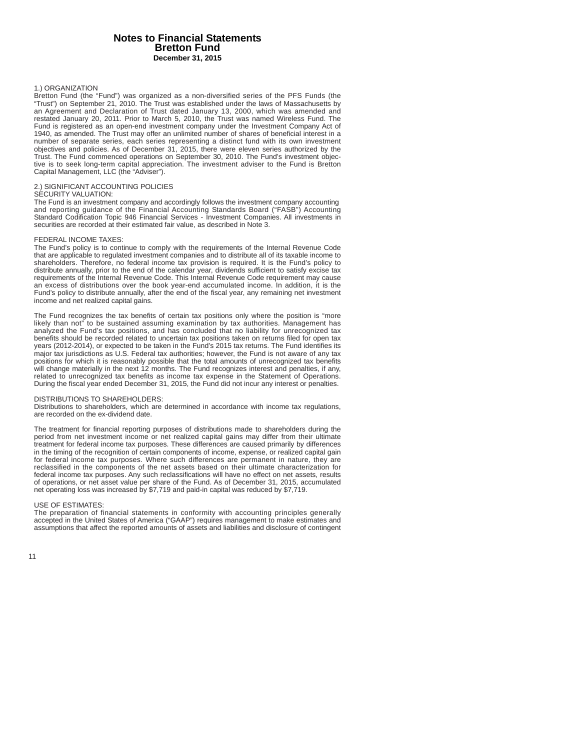# Notes to Financial Statements
## Bretton Fund
### December 31, 2015

1.) ORGANIZATION
Bretton Fund (the "Fund") was organized as a non-diversified series of the PFS Funds (the "Trust") on September 21, 2010. The Trust was established under the laws of Massachusetts by an Agreement and Declaration of Trust dated January 13, 2000, which was amended and restated January 20, 2011. Prior to March 5, 2010, the Trust was named Wireless Fund. The Fund is registered as an open-end investment company under the Investment Company Act of 1940, as amended. The Trust may offer an unlimited number of shares of beneficial interest in a number of separate series, each series representing a distinct fund with its own investment objectives and policies. As of December 31, 2015, there were eleven series authorized by the Trust. The Fund commenced operations on September 30, 2010. The Fund's investment objective is to seek long-term capital appreciation. The investment adviser to the Fund is Bretton Capital Management, LLC (the "Adviser").

2.) SIGNIFICANT ACCOUNTING POLICIES
SECURITY VALUATION:
The Fund is an investment company and accordingly follows the investment company accounting and reporting guidance of the Financial Accounting Standards Board ("FASB") Accounting Standard Codification Topic 946 Financial Services - Investment Companies. All investments in securities are recorded at their estimated fair value, as described in Note 3.

FEDERAL INCOME TAXES:
The Fund's policy is to continue to comply with the requirements of the Internal Revenue Code that are applicable to regulated investment companies and to distribute all of its taxable income to shareholders. Therefore, no federal income tax provision is required. It is the Fund's policy to distribute annually, prior to the end of the calendar year, dividends sufficient to satisfy excise tax requirements of the Internal Revenue Code. This Internal Revenue Code requirement may cause an excess of distributions over the book year-end accumulated income. In addition, it is the Fund's policy to distribute annually, after the end of the fiscal year, any remaining net investment income and net realized capital gains.

The Fund recognizes the tax benefits of certain tax positions only where the position is "more likely than not" to be sustained assuming examination by tax authorities. Management has analyzed the Fund's tax positions, and has concluded that no liability for unrecognized tax benefits should be recorded related to uncertain tax positions taken on returns filed for open tax years (2012-2014), or expected to be taken in the Fund's 2015 tax returns. The Fund identifies its major tax jurisdictions as U.S. Federal tax authorities; however, the Fund is not aware of any tax positions for which it is reasonably possible that the total amounts of unrecognized tax benefits will change materially in the next 12 months. The Fund recognizes interest and penalties, if any, related to unrecognized tax benefits as income tax expense in the Statement of Operations. During the fiscal year ended December 31, 2015, the Fund did not incur any interest or penalties.

DISTRIBUTIONS TO SHAREHOLDERS:
Distributions to shareholders, which are determined in accordance with income tax regulations, are recorded on the ex-dividend date.

The treatment for financial reporting purposes of distributions made to shareholders during the period from net investment income or net realized capital gains may differ from their ultimate treatment for federal income tax purposes. These differences are caused primarily by differences in the timing of the recognition of certain components of income, expense, or realized capital gain for federal income tax purposes. Where such differences are permanent in nature, they are reclassified in the components of the net assets based on their ultimate characterization for federal income tax purposes. Any such reclassifications will have no effect on net assets, results of operations, or net asset value per share of the Fund. As of December 31, 2015, accumulated net operating loss was increased by $7,719 and paid-in capital was reduced by $7,719.

USE OF ESTIMATES:
The preparation of financial statements in conformity with accounting principles generally accepted in the United States of America ("GAAP") requires management to make estimates and assumptions that affect the reported amounts of assets and liabilities and disclosure of contingent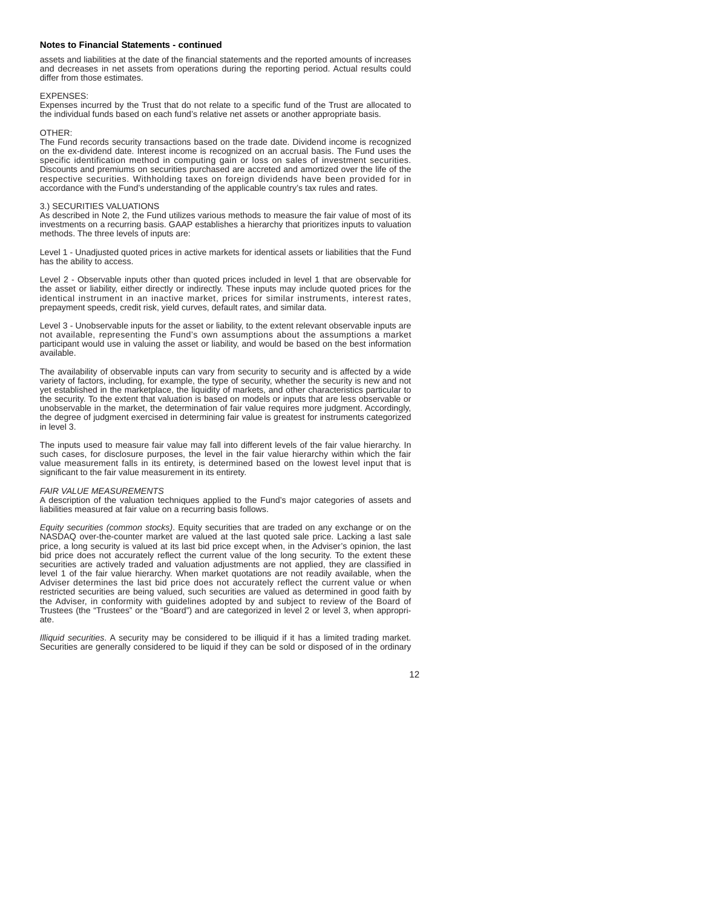**Notes to Financial Statements - continued**

assets and liabilities at the date of the financial statements and the reported amounts of increases and decreases in net assets from operations during the reporting period. Actual results could differ from those estimates.

EXPENSES:
Expenses incurred by the Trust that do not relate to a specific fund of the Trust are allocated to the individual funds based on each fund's relative net assets or another appropriate basis.

OTHER:
The Fund records security transactions based on the trade date. Dividend income is recognized on the ex-dividend date. Interest income is recognized on an accrual basis. The Fund uses the specific identification method in computing gain or loss on sales of investment securities. Discounts and premiums on securities purchased are accreted and amortized over the life of the respective securities. Withholding taxes on foreign dividends have been provided for in accordance with the Fund's understanding of the applicable country's tax rules and rates.

3.) SECURITIES VALUATIONS
As described in Note 2, the Fund utilizes various methods to measure the fair value of most of its investments on a recurring basis. GAAP establishes a hierarchy that prioritizes inputs to valuation methods. The three levels of inputs are:

Level 1 - Unadjusted quoted prices in active markets for identical assets or liabilities that the Fund has the ability to access.

Level 2 - Observable inputs other than quoted prices included in level 1 that are observable for the asset or liability, either directly or indirectly. These inputs may include quoted prices for the identical instrument in an inactive market, prices for similar instruments, interest rates, prepayment speeds, credit risk, yield curves, default rates, and similar data.

Level 3 - Unobservable inputs for the asset or liability, to the extent relevant observable inputs are not available, representing the Fund's own assumptions about the assumptions a market participant would use in valuing the asset or liability, and would be based on the best information available.

The availability of observable inputs can vary from security to security and is affected by a wide variety of factors, including, for example, the type of security, whether the security is new and not yet established in the marketplace, the liquidity of markets, and other characteristics particular to the security. To the extent that valuation is based on models or inputs that are less observable or unobservable in the market, the determination of fair value requires more judgment. Accordingly, the degree of judgment exercised in determining fair value is greatest for instruments categorized in level 3.

The inputs used to measure fair value may fall into different levels of the fair value hierarchy. In such cases, for disclosure purposes, the level in the fair value hierarchy within which the fair value measurement falls in its entirety, is determined based on the lowest level input that is significant to the fair value measurement in its entirety.

*FAIR VALUE MEASUREMENTS*
A description of the valuation techniques applied to the Fund's major categories of assets and liabilities measured at fair value on a recurring basis follows.

*Equity securities (common stocks)*. Equity securities that are traded on any exchange or on the NASDAQ over-the-counter market are valued at the last quoted sale price. Lacking a last sale price, a long security is valued at its last bid price except when, in the Adviser's opinion, the last bid price does not accurately reflect the current value of the long security. To the extent these securities are actively traded and valuation adjustments are not applied, they are classified in level 1 of the fair value hierarchy. When market quotations are not readily available, when the Adviser determines the last bid price does not accurately reflect the current value or when restricted securities are being valued, such securities are valued as determined in good faith by the Adviser, in conformity with guidelines adopted by and subject to review of the Board of Trustees (the "Trustees" or the "Board") and are categorized in level 2 or level 3, when appropriate.

*Illiquid securities*. A security may be considered to be illiquid if it has a limited trading market. Securities are generally considered to be liquid if they can be sold or disposed of in the ordinary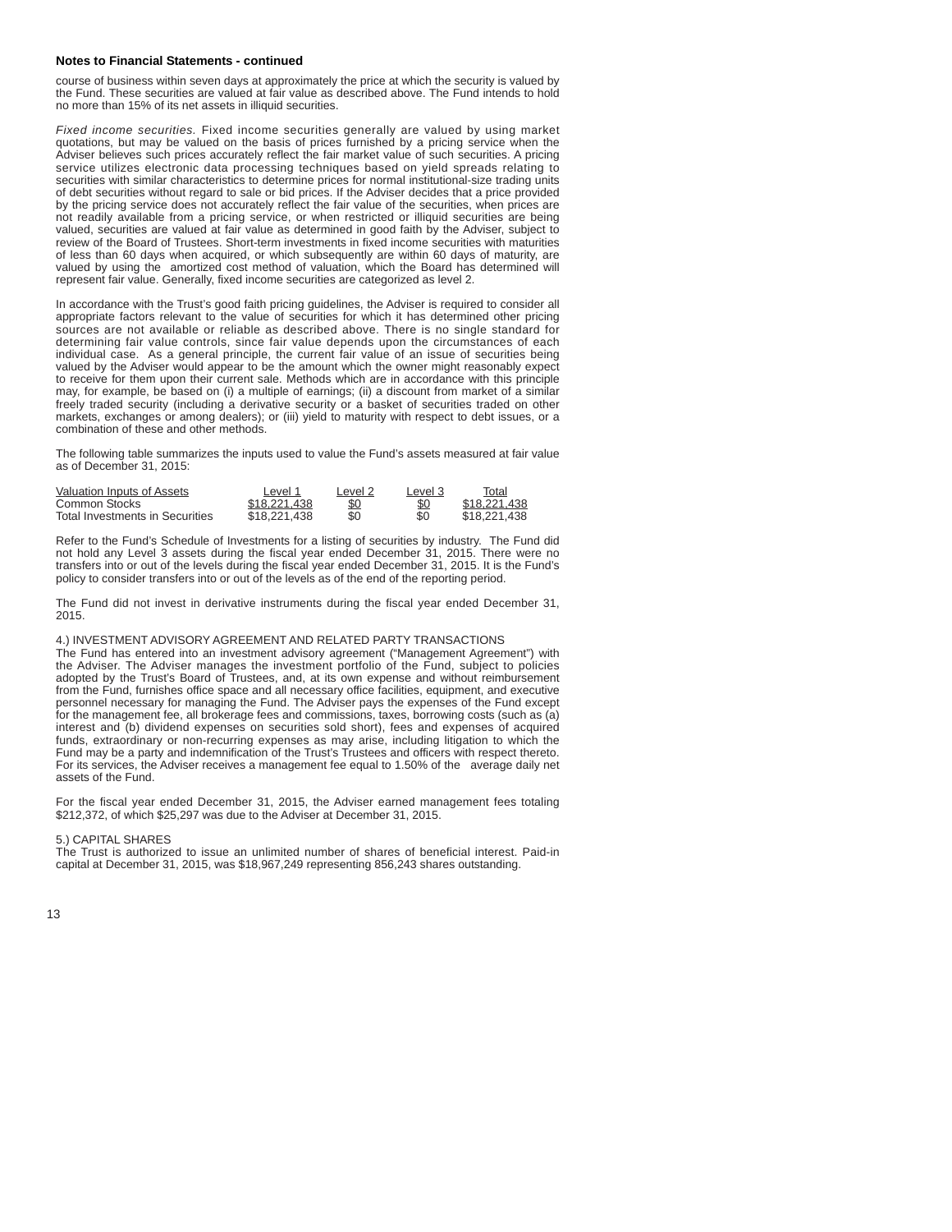**Notes to Financial Statements - continued**

course of business within seven days at approximately the price at which the security is valued by the Fund. These securities are valued at fair value as described above. The Fund intends to hold no more than 15% of its net assets in illiquid securities.

*Fixed income securities.* Fixed income securities generally are valued by using market quotations, but may be valued on the basis of prices furnished by a pricing service when the Adviser believes such prices accurately reflect the fair market value of such securities. A pricing service utilizes electronic data processing techniques based on yield spreads relating to securities with similar characteristics to determine prices for normal institutional-size trading units of debt securities without regard to sale or bid prices. If the Adviser decides that a price provided by the pricing service does not accurately reflect the fair value of the securities, when prices are not readily available from a pricing service, or when restricted or illiquid securities are being valued, securities are valued at fair value as determined in good faith by the Adviser, subject to review of the Board of Trustees. Short-term investments in fixed income securities with maturities of less than 60 days when acquired, or which subsequently are within 60 days of maturity, are valued by using the amortized cost method of valuation, which the Board has determined will represent fair value. Generally, fixed income securities are categorized as level 2.

In accordance with the Trust's good faith pricing guidelines, the Adviser is required to consider all appropriate factors relevant to the value of securities for which it has determined other pricing sources are not available or reliable as described above. There is no single standard for determining fair value controls, since fair value depends upon the circumstances of each individual case. As a general principle, the current fair value of an issue of securities being valued by the Adviser would appear to be the amount which the owner might reasonably expect to receive for them upon their current sale. Methods which are in accordance with this principle may, for example, be based on (i) a multiple of earnings; (ii) a discount from market of a similar freely traded security (including a derivative security or a basket of securities traded on other markets, exchanges or among dealers); or (iii) yield to maturity with respect to debt issues, or a combination of these and other methods.

The following table summarizes the inputs used to value the Fund's assets measured at fair value as of December 31, 2015:

| Valuation Inputs of Assets | Level 1 | Level 2 | Level 3 | Total |
|---|---|---|---|---|
| Common Stocks | $18,221,438 | $0 | $0 | $18,221,438 |
| Total Investments in Securities | $18,221,438 | $0 | $0 | $18,221,438 |

Refer to the Fund's Schedule of Investments for a listing of securities by industry. The Fund did not hold any Level 3 assets during the fiscal year ended December 31, 2015. There were no transfers into or out of the levels during the fiscal year ended December 31, 2015. It is the Fund's policy to consider transfers into or out of the levels as of the end of the reporting period.

The Fund did not invest in derivative instruments during the fiscal year ended December 31, 2015.

4.) INVESTMENT ADVISORY AGREEMENT AND RELATED PARTY TRANSACTIONS

The Fund has entered into an investment advisory agreement ("Management Agreement") with the Adviser. The Adviser manages the investment portfolio of the Fund, subject to policies adopted by the Trust's Board of Trustees, and, at its own expense and without reimbursement from the Fund, furnishes office space and all necessary office facilities, equipment, and executive personnel necessary for managing the Fund. The Adviser pays the expenses of the Fund except for the management fee, all brokerage fees and commissions, taxes, borrowing costs (such as (a) interest and (b) dividend expenses on securities sold short), fees and expenses of acquired funds, extraordinary or non-recurring expenses as may arise, including litigation to which the Fund may be a party and indemnification of the Trust's Trustees and officers with respect thereto. For its services, the Adviser receives a management fee equal to 1.50% of the average daily net assets of the Fund.

For the fiscal year ended December 31, 2015, the Adviser earned management fees totaling $212,372, of which $25,297 was due to the Adviser at December 31, 2015.

5.) CAPITAL SHARES

The Trust is authorized to issue an unlimited number of shares of beneficial interest. Paid-in capital at December 31, 2015, was $18,967,249 representing 856,243 shares outstanding.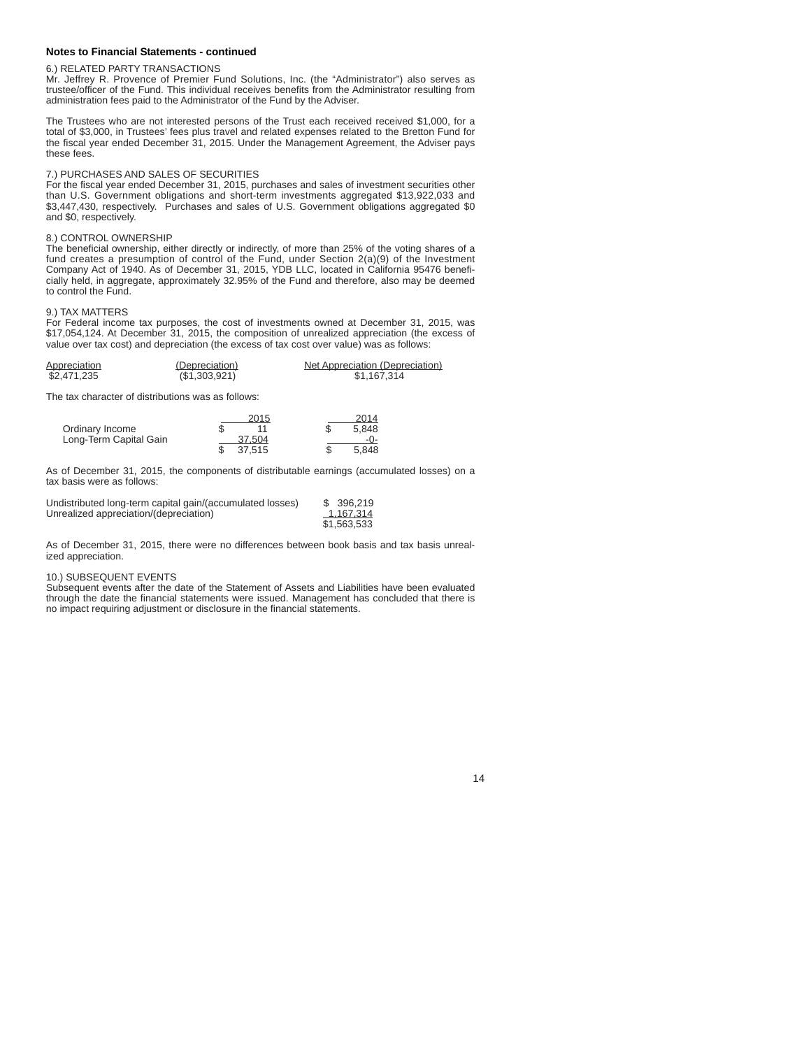**Notes to Financial Statements - continued**

6.) RELATED PARTY TRANSACTIONS
Mr. Jeffrey R. Provence of Premier Fund Solutions, Inc. (the "Administrator") also serves as trustee/officer of the Fund. This individual receives benefits from the Administrator resulting from administration fees paid to the Administrator of the Fund by the Adviser.

The Trustees who are not interested persons of the Trust each received received $1,000, for a total of $3,000, in Trustees' fees plus travel and related expenses related to the Bretton Fund for the fiscal year ended December 31, 2015. Under the Management Agreement, the Adviser pays these fees.

7.) PURCHASES AND SALES OF SECURITIES
For the fiscal year ended December 31, 2015, purchases and sales of investment securities other than U.S. Government obligations and short-term investments aggregated $13,922,033 and $3,447,430, respectively. Purchases and sales of U.S. Government obligations aggregated $0 and $0, respectively.

8.) CONTROL OWNERSHIP
The beneficial ownership, either directly or indirectly, of more than 25% of the voting shares of a fund creates a presumption of control of the Fund, under Section 2(a)(9) of the Investment Company Act of 1940. As of December 31, 2015, YDB LLC, located in California 95476 beneficially held, in aggregate, approximately 32.95% of the Fund and therefore, also may be deemed to control the Fund.

9.) TAX MATTERS
For Federal income tax purposes, the cost of investments owned at December 31, 2015, was $17,054,124. At December 31, 2015, the composition of unrealized appreciation (the excess of value over tax cost) and depreciation (the excess of tax cost over value) was as follows:

| Appreciation | (Depreciation) | Net Appreciation (Depreciation) |
|---|---|---|
| $2,471,235 | ($1,303,921) | $1,167,314 |

The tax character of distributions was as follows:

| | 2015 | 2014 |
|---|---|---|
| Ordinary Income | $ 11 | $ 5,848 |
| Long-Term Capital Gain | 37,504 | -0- |
| | $ 37,515 | $ 5,848 |

As of December 31, 2015, the components of distributable earnings (accumulated losses) on a tax basis were as follows:

| | |
|---|---|
| Undistributed long-term capital gain/(accumulated losses) | $ 396,219 |
| Unrealized appreciation/(depreciation) | 1,167,314 |
| | $1,563,533 |

As of December 31, 2015, there were no differences between book basis and tax basis unrealized appreciation.

10.) SUBSEQUENT EVENTS
Subsequent events after the date of the Statement of Assets and Liabilities have been evaluated through the date the financial statements were issued. Management has concluded that there is no impact requiring adjustment or disclosure in the financial statements.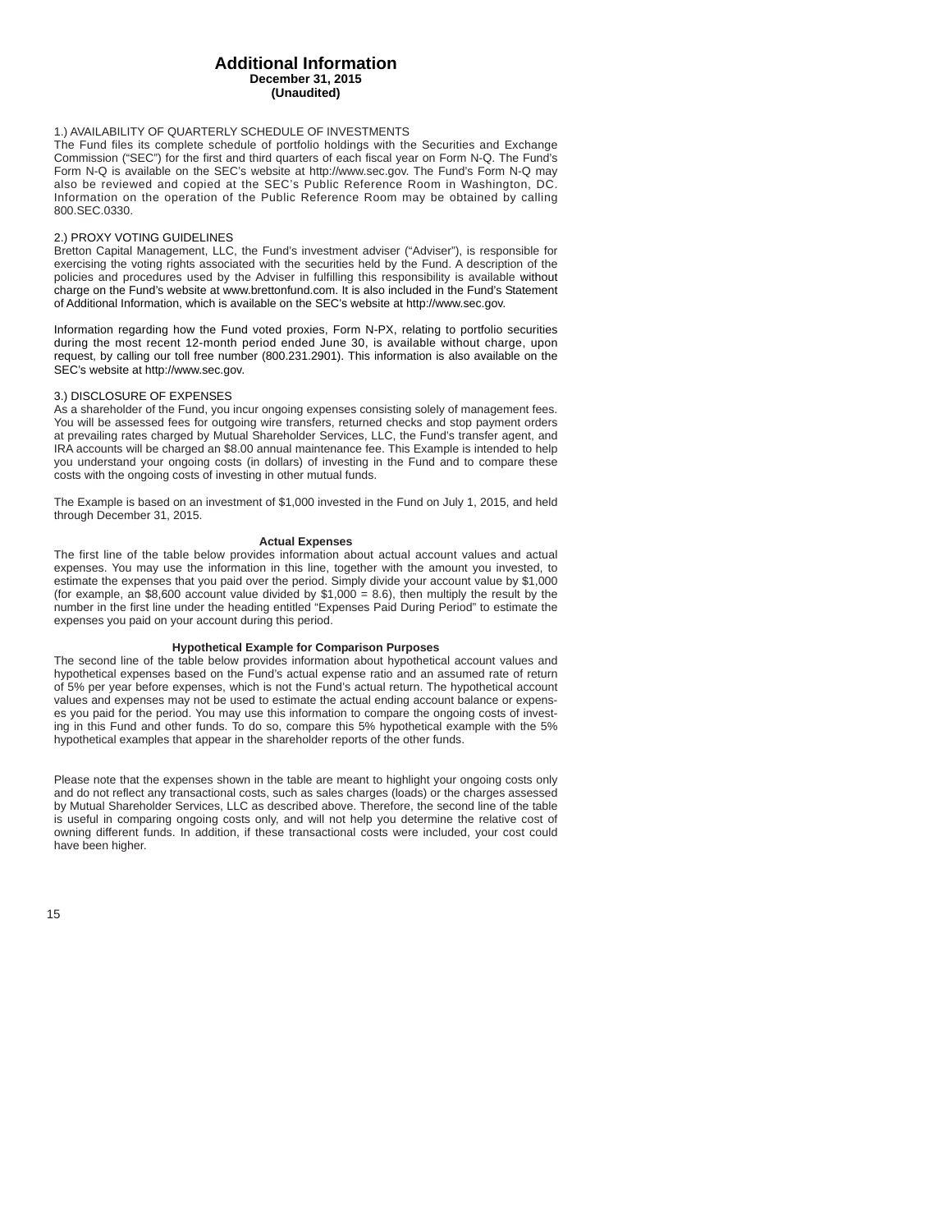# Additional Information

**December 31, 2015**
**(Unaudited)**

1.) AVAILABILITY OF QUARTERLY SCHEDULE OF INVESTMENTS

The Fund files its complete schedule of portfolio holdings with the Securities and Exchange Commission ("SEC") for the first and third quarters of each fiscal year on Form N-Q. The Fund's Form N-Q is available on the SEC's website at http://www.sec.gov. The Fund's Form N-Q may also be reviewed and copied at the SEC's Public Reference Room in Washington, DC. Information on the operation of the Public Reference Room may be obtained by calling 800.SEC.0330.

2.) PROXY VOTING GUIDELINES

Bretton Capital Management, LLC, the Fund's investment adviser ("Adviser"), is responsible for exercising the voting rights associated with the securities held by the Fund. A description of the policies and procedures used by the Adviser in fulfilling this responsibility is available without charge on the Fund's website at www.brettonfund.com. It is also included in the Fund's Statement of Additional Information, which is available on the SEC's website at http://www.sec.gov.

Information regarding how the Fund voted proxies, Form N-PX, relating to portfolio securities during the most recent 12-month period ended June 30, is available without charge, upon request, by calling our toll free number (800.231.2901). This information is also available on the SEC's website at http://www.sec.gov.

3.) DISCLOSURE OF EXPENSES

As a shareholder of the Fund, you incur ongoing expenses consisting solely of management fees. You will be assessed fees for outgoing wire transfers, returned checks and stop payment orders at prevailing rates charged by Mutual Shareholder Services, LLC, the Fund's transfer agent, and IRA accounts will be charged an $8.00 annual maintenance fee. This Example is intended to help you understand your ongoing costs (in dollars) of investing in the Fund and to compare these costs with the ongoing costs of investing in other mutual funds.

The Example is based on an investment of $1,000 invested in the Fund on July 1, 2015, and held through December 31, 2015.

**Actual Expenses**

The first line of the table below provides information about actual account values and actual expenses. You may use the information in this line, together with the amount you invested, to estimate the expenses that you paid over the period. Simply divide your account value by $1,000 (for example, an $8,600 account value divided by $1,000 = 8.6), then multiply the result by the number in the first line under the heading entitled "Expenses Paid During Period" to estimate the expenses you paid on your account during this period.

**Hypothetical Example for Comparison Purposes**

The second line of the table below provides information about hypothetical account values and hypothetical expenses based on the Fund's actual expense ratio and an assumed rate of return of 5% per year before expenses, which is not the Fund's actual return. The hypothetical account values and expenses may not be used to estimate the actual ending account balance or expenses you paid for the period. You may use this information to compare the ongoing costs of investing in this Fund and other funds. To do so, compare this 5% hypothetical example with the 5% hypothetical examples that appear in the shareholder reports of the other funds.

Please note that the expenses shown in the table are meant to highlight your ongoing costs only and do not reflect any transactional costs, such as sales charges (loads) or the charges assessed by Mutual Shareholder Services, LLC as described above. Therefore, the second line of the table is useful in comparing ongoing costs only, and will not help you determine the relative cost of owning different funds. In addition, if these transactional costs were included, your cost could have been higher.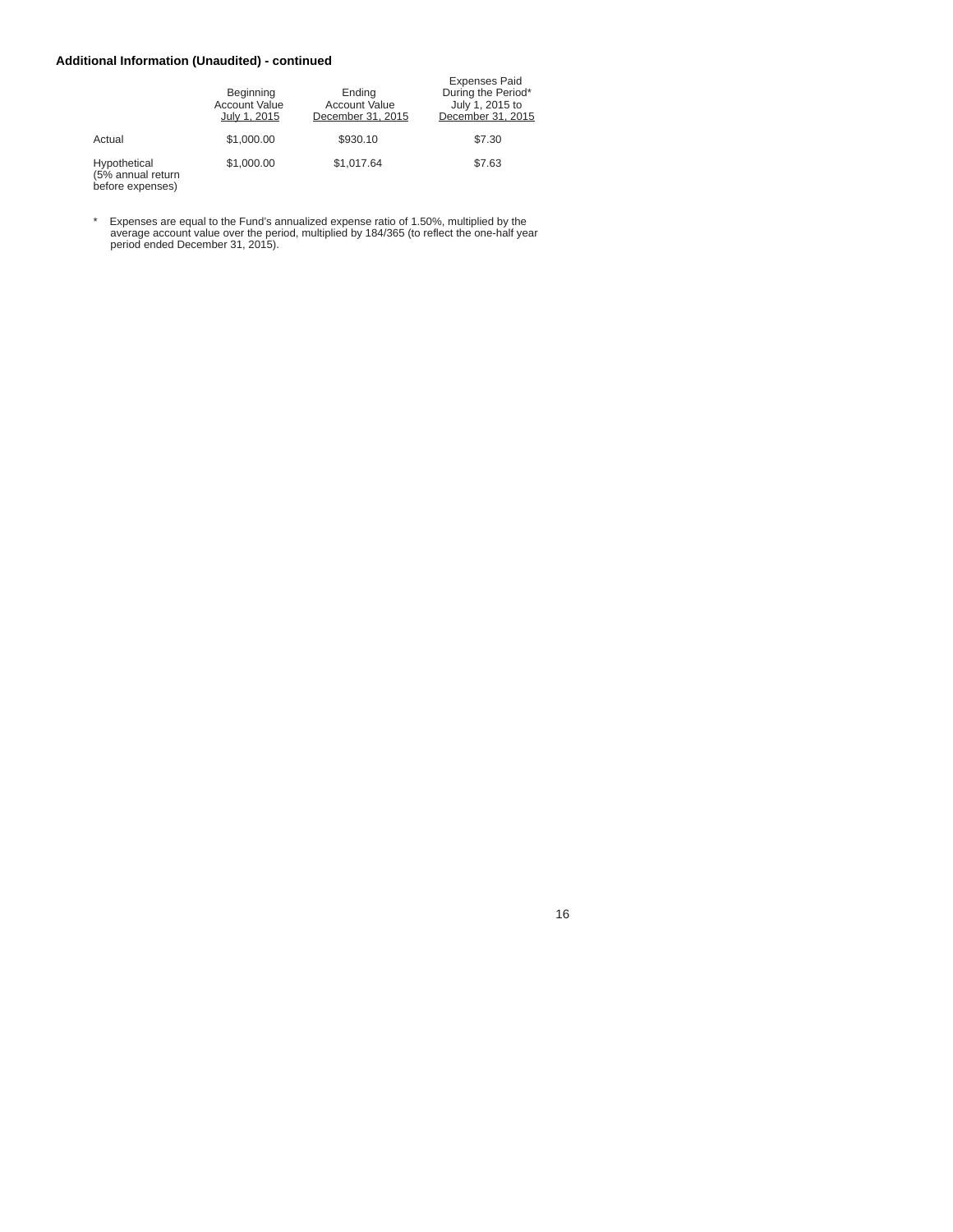**Additional Information (Unaudited) - continued**

| | Beginning Account Value July 1, 2015 | Ending Account Value December 31, 2015 | Expenses Paid During the Period* July 1, 2015 to December 31, 2015 |
|---|---|---|---|
| Actual | $1,000.00 | $930.10 | $7.30 |
| Hypothetical (5% annual return before expenses) | $1,000.00 | $1,017.64 | $7.63 |

\* Expenses are equal to the Fund's annualized expense ratio of 1.50%, multiplied by the average account value over the period, multiplied by 184/365 (to reflect the one-half year period ended December 31, 2015).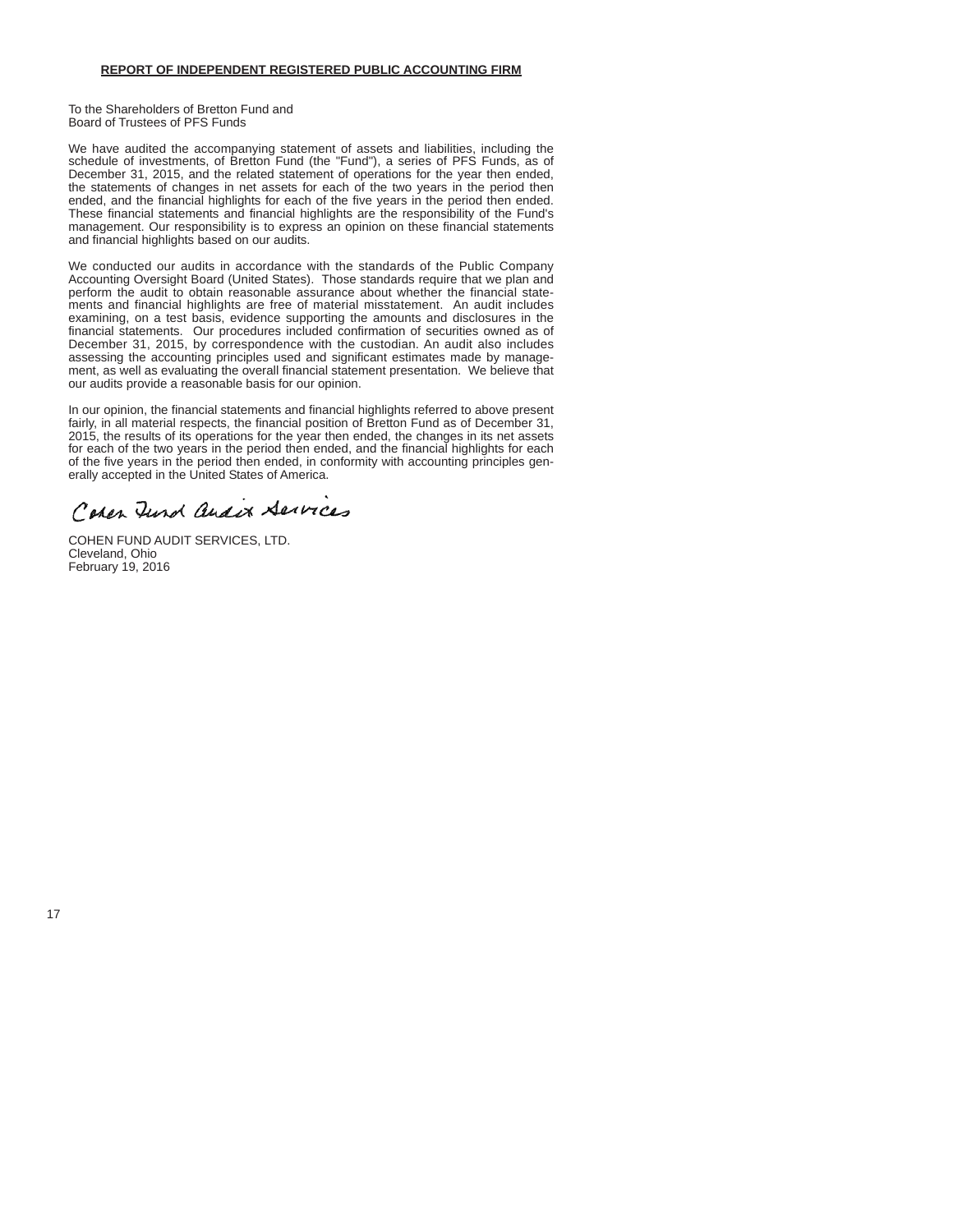## REPORT OF INDEPENDENT REGISTERED PUBLIC ACCOUNTING FIRM

To the Shareholders of Bretton Fund and
Board of Trustees of PFS Funds

We have audited the accompanying statement of assets and liabilities, including the schedule of investments, of Bretton Fund (the "Fund"), a series of PFS Funds, as of December 31, 2015, and the related statement of operations for the year then ended, the statements of changes in net assets for each of the two years in the period then ended, and the financial highlights for each of the five years in the period then ended. These financial statements and financial highlights are the responsibility of the Fund's management. Our responsibility is to express an opinion on these financial statements and financial highlights based on our audits.

We conducted our audits in accordance with the standards of the Public Company Accounting Oversight Board (United States). Those standards require that we plan and perform the audit to obtain reasonable assurance about whether the financial statements and financial highlights are free of material misstatement. An audit includes examining, on a test basis, evidence supporting the amounts and disclosures in the financial statements. Our procedures included confirmation of securities owned as of December 31, 2015, by correspondence with the custodian. An audit also includes assessing the accounting principles used and significant estimates made by management, as well as evaluating the overall financial statement presentation. We believe that our audits provide a reasonable basis for our opinion.

In our opinion, the financial statements and financial highlights referred to above present fairly, in all material respects, the financial position of Bretton Fund as of December 31, 2015, the results of its operations for the year then ended, the changes in its net assets for each of the two years in the period then ended, and the financial highlights for each of the five years in the period then ended, in conformity with accounting principles generally accepted in the United States of America.

*Cohen Fund Audit Services*

COHEN FUND AUDIT SERVICES, LTD.
Cleveland, Ohio
February 19, 2016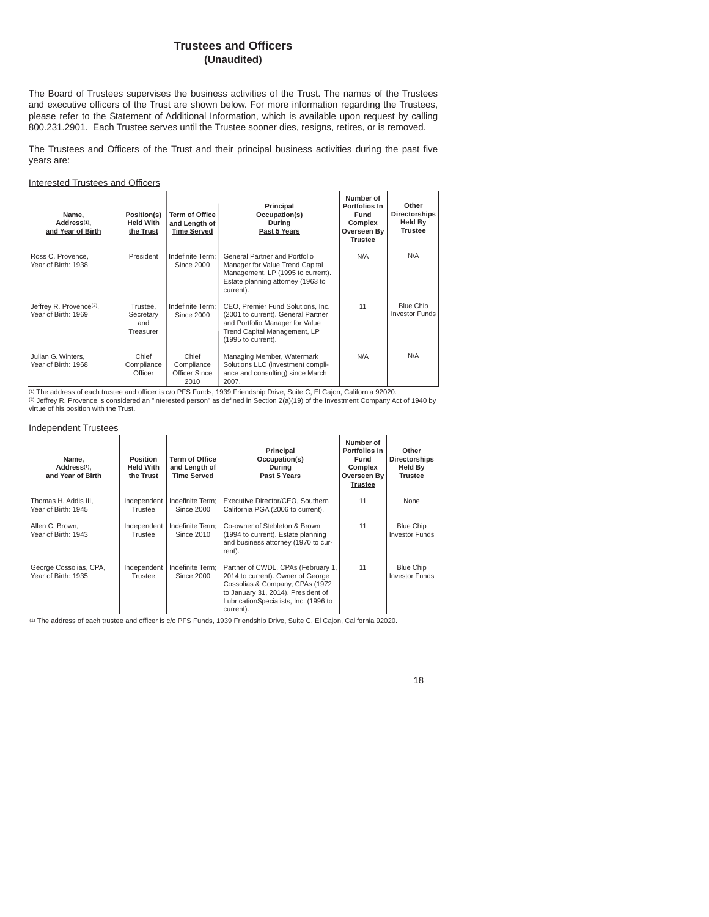# Trustees and Officers
## (Unaudited)

The Board of Trustees supervises the business activities of the Trust. The names of the Trustees and executive officers of the Trust are shown below. For more information regarding the Trustees, please refer to the Statement of Additional Information, which is available upon request by calling 800.231.2901. Each Trustee serves until the Trustee sooner dies, resigns, retires, or is removed.

The Trustees and Officers of the Trust and their principal business activities during the past five years are:

Interested Trustees and Officers

| Name, Address[1], and Year of Birth | Position(s) Held With the Trust | Term of Office and Length of Time Served | Principal Occupation(s) During Past 5 Years | Number of Portfolios In Fund Complex Overseen By Trustee | Other Directorships Held By Trustee |
|---|---|---|---|---|---|
| Ross C. Provence, Year of Birth: 1938 | President | Indefinite Term; Since 2000 | General Partner and Portfolio Manager for Value Trend Capital Management, LP (1995 to current). Estate planning attorney (1963 to current). | N/A | N/A |
| Jeffrey R. Provence[2], Year of Birth: 1969 | Trustee, Secretary and Treasurer | Indefinite Term; Since 2000 | CEO, Premier Fund Solutions, Inc. (2001 to current). General Partner and Portfolio Manager for Value Trend Capital Management, LP (1995 to current). | 11 | Blue Chip Investor Funds |
| Julian G. Winters, Year of Birth: 1968 | Chief Compliance Officer | Chief Compliance Officer Since 2010 | Managing Member, Watermark Solutions LLC (investment compliance and consulting) since March 2007. | N/A | N/A |

[1] The address of each trustee and officer is c/o PFS Funds, 1939 Friendship Drive, Suite C, El Cajon, California 92020.
[2] Jeffrey R. Provence is considered an "interested person" as defined in Section 2(a)(19) of the Investment Company Act of 1940 by virtue of his position with the Trust.

Independent Trustees

| Name, Address[1], and Year of Birth | Position Held With the Trust | Term of Office and Length of Time Served | Principal Occupation(s) During Past 5 Years | Number of Portfolios In Fund Complex Overseen By Trustee | Other Directorships Held By Trustee |
|---|---|---|---|---|---|
| Thomas H. Addis III, Year of Birth: 1945 | Independent Trustee | Indefinite Term; Since 2000 | Executive Director/CEO, Southern California PGA (2006 to current). | 11 | None |
| Allen C. Brown, Year of Birth: 1943 | Independent Trustee | Indefinite Term; Since 2010 | Co-owner of Stebleton & Brown (1994 to current). Estate planning and business attorney (1970 to current). | 11 | Blue Chip Investor Funds |
| George Cossolias, CPA, Year of Birth: 1935 | Independent Trustee | Indefinite Term; Since 2000 | Partner of CWDL, CPAs (February 1, 2014 to current). Owner of George Cossolias & Company, CPAs (1972 to January 31, 2014). President of LubricationSpecialists, Inc. (1996 to current). | 11 | Blue Chip Investor Funds |

[1] The address of each trustee and officer is c/o PFS Funds, 1939 Friendship Drive, Suite C, El Cajon, California 92020.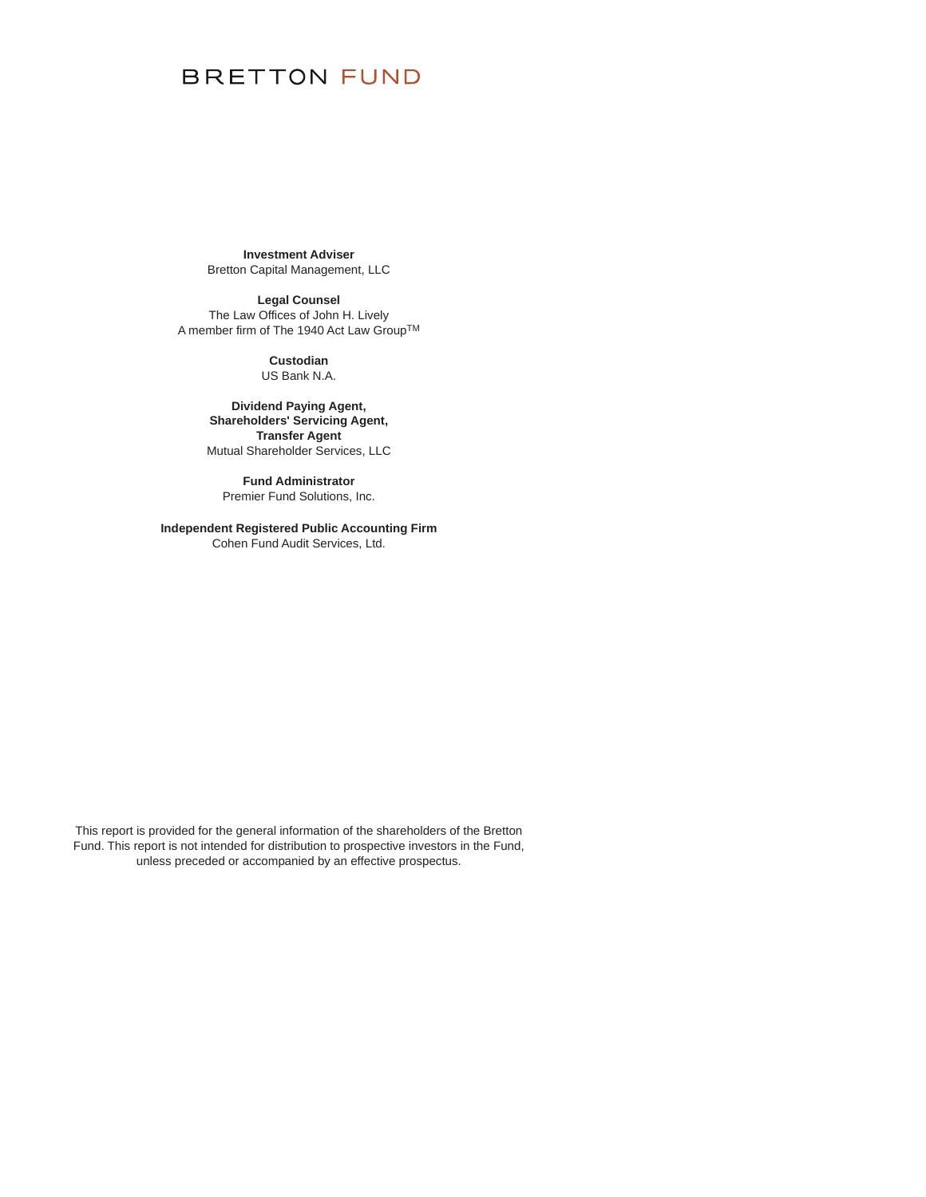# BRETTON FUND

**Investment Adviser**
Bretton Capital Management, LLC

**Legal Counsel**
The Law Offices of John H. Lively
A member firm of The 1940 Act Law Group™

**Custodian**
US Bank N.A.

**Dividend Paying Agent,**
**Shareholders' Servicing Agent,**
**Transfer Agent**
Mutual Shareholder Services, LLC

**Fund Administrator**
Premier Fund Solutions, Inc.

**Independent Registered Public Accounting Firm**
Cohen Fund Audit Services, Ltd.

This report is provided for the general information of the shareholders of the Bretton Fund. This report is not intended for distribution to prospective investors in the Fund, unless preceded or accompanied by an effective prospectus.